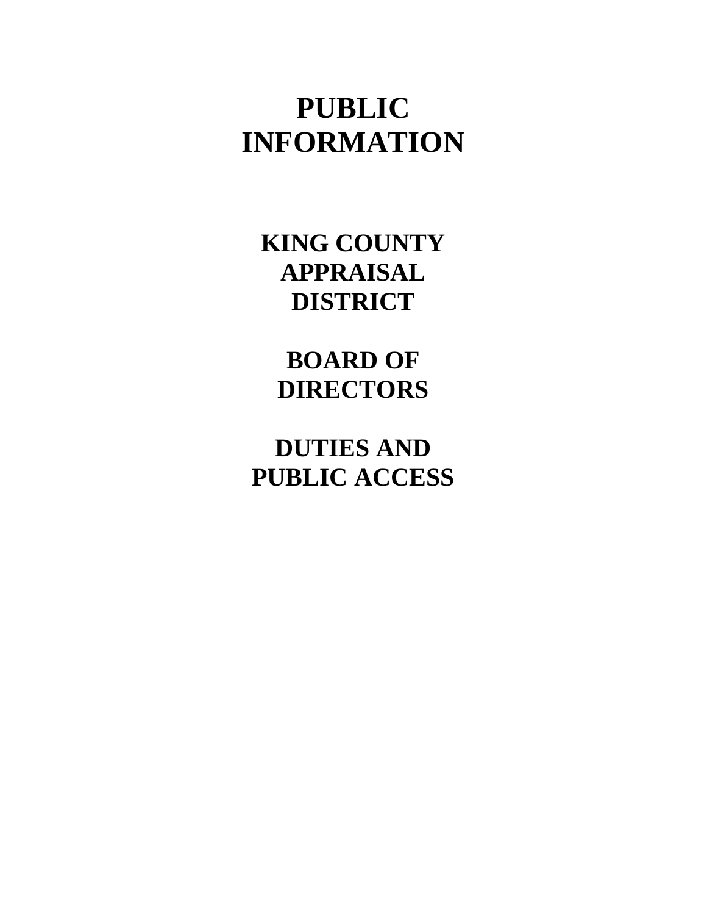# PUBLIC INFORMATION

## KING COUNTY APPRAISAL DISTRICT

## BOARD OF DIRECTORS

## DUTIES AND PUBLIC ACCESS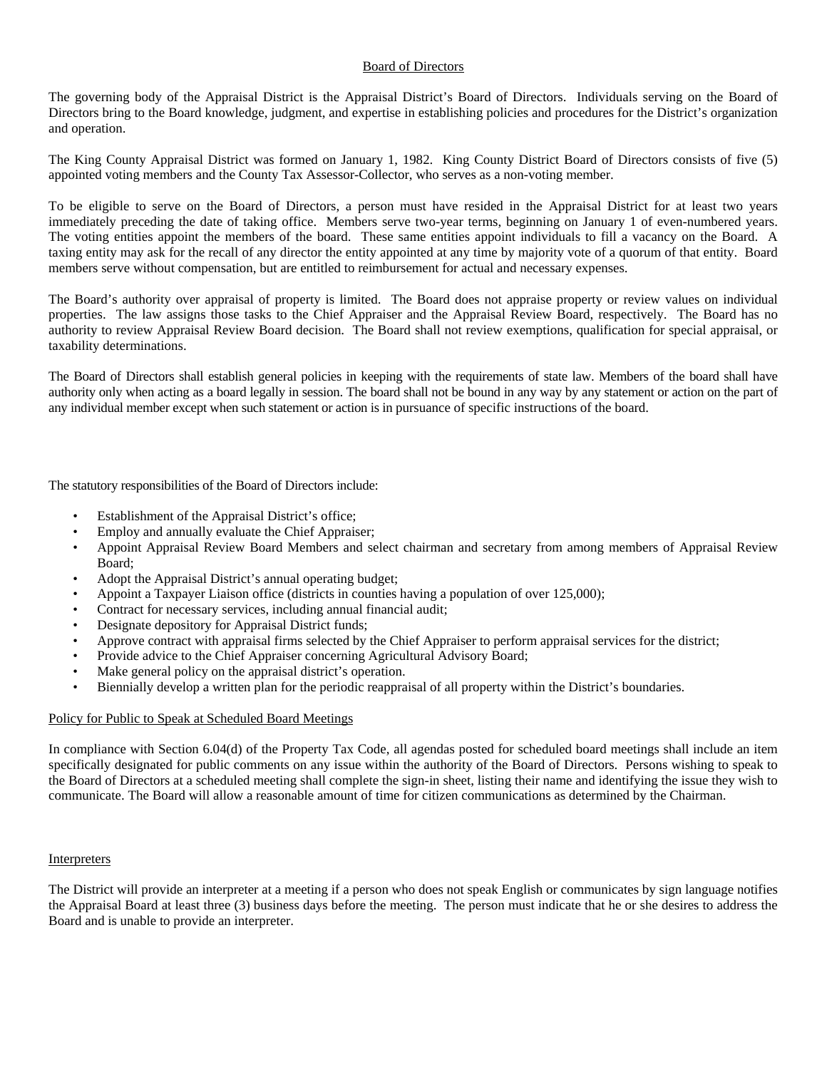## Board of Directors

The governing body of the Appraisal District is the Appraisal District's Board of Directors. Individuals serving on the Board of Directors bring to the Board knowledge, judgment, and expertise in establishing policies and procedures for the District's organization and operation.

The King County Appraisal District was formed on January 1, 1982. King County District Board of Directors consists of five (5) appointed voting members and the County Tax Assessor-Collector, who serves as a non-voting member.

To be eligible to serve on the Board of Directors, a person must have resided in the Appraisal District for at least two years immediately preceding the date of taking office. Members serve two-year terms, beginning on January 1 of even-numbered years. The voting entities appoint the members of the board. These same entities appoint individuals to fill a vacancy on the Board. A taxing entity may ask for the recall of any director the entity appointed at any time by majority vote of a quorum of that entity. Board members serve without compensation, but are entitled to reimbursement for actual and necessary expenses.

The Board's authority over appraisal of property is limited. The Board does not appraise property or review values on individual properties. The law assigns those tasks to the Chief Appraiser and the Appraisal Review Board, respectively. The Board has no authority to review Appraisal Review Board decision. The Board shall not review exemptions, qualification for special appraisal, or taxability determinations.

The Board of Directors shall establish general policies in keeping with the requirements of state law. Members of the board shall have authority only when acting as a board legally in session. The board shall not be bound in any way by any statement or action on the part of any individual member except when such statement or action is in pursuance of specific instructions of the board.

The statutory responsibilities of the Board of Directors include:

- Establishment of the Appraisal District's office;
- Employ and annually evaluate the Chief Appraiser;
- Appoint Appraisal Review Board Members and select chairman and secretary from among members of Appraisal Review Board;
- Adopt the Appraisal District's annual operating budget;
- Appoint a Taxpayer Liaison office (districts in counties having a population of over 125,000);
- Contract for necessary services, including annual financial audit;
- Designate depository for Appraisal District funds;
- Approve contract with appraisal firms selected by the Chief Appraiser to perform appraisal services for the district;
- Provide advice to the Chief Appraiser concerning Agricultural Advisory Board;
- Make general policy on the appraisal district's operation.
- Biennially develop a written plan for the periodic reappraisal of all property within the District's boundaries.

## Policy for Public to Speak at Scheduled Board Meetings

In compliance with Section 6.04(d) of the Property Tax Code, all agendas posted for scheduled board meetings shall include an item specifically designated for public comments on any issue within the authority of the Board of Directors. Persons wishing to speak to the Board of Directors at a scheduled meeting shall complete the sign-in sheet, listing their name and identifying the issue they wish to communicate. The Board will allow a reasonable amount of time for citizen communications as determined by the Chairman.

## Interpreters

The District will provide an interpreter at a meeting if a person who does not speak English or communicates by sign language notifies the Appraisal Board at least three (3) business days before the meeting. The person must indicate that he or she desires to address the Board and is unable to provide an interpreter.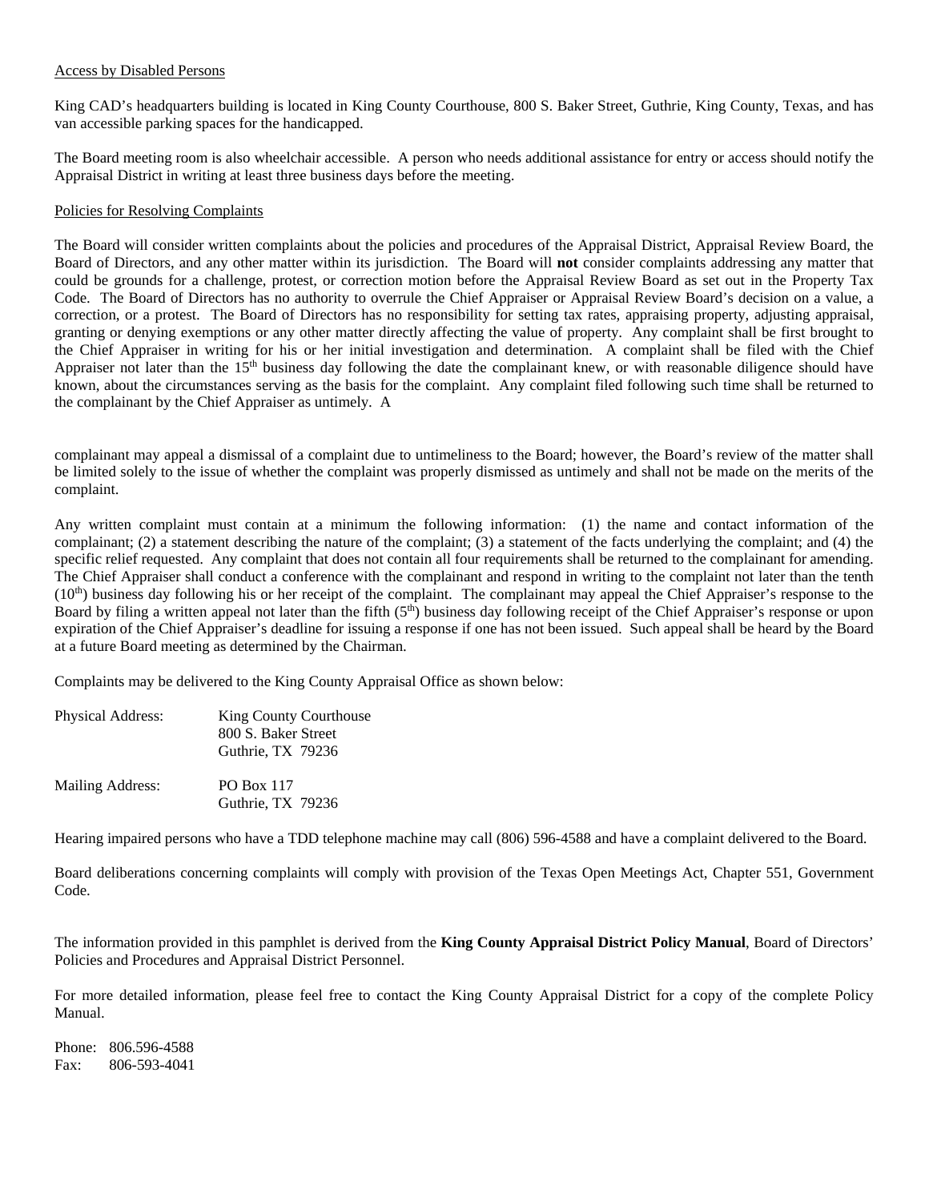Access by Disabled Persons

King CAD's headquarters building is located in King County Courthouse, 800 S. Baker Street, Guthrie, King County, Texas, and has van accessible parking spaces for the handicapped.

The Board meeting room is also wheelchair accessible. A person who needs additional assistance for entry or access should notify the Appraisal District in writing at least three business days before the meeting.

Policies for Resolving Complaints

The Board will consider written complaints about the policies and procedures of the Appraisal District, Appraisal Review Board, the Board of Directors, and any other matter within its jurisdiction. The Board will **not** consider complaints addressing any matter that could be grounds for a challenge, protest, or correction motion before the Appraisal Review Board as set out in the Property Tax Code. The Board of Directors has no authority to overrule the Chief Appraiser or Appraisal Review Board's decision on a value, a correction, or a protest. The Board of Directors has no responsibility for setting tax rates, appraising property, adjusting appraisal, granting or denying exemptions or any other matter directly affecting the value of property. Any complaint shall be first brought to the Chief Appraiser in writing for his or her initial investigation and determination. A complaint shall be filed with the Chief Appraiser not later than the 15th business day following the date the complainant knew, or with reasonable diligence should have known, about the circumstances serving as the basis for the complaint. Any complaint filed following such time shall be returned to the complainant by the Chief Appraiser as untimely. A complainant may appeal a dismissal of a complaint due to untimeliness to the Board; however, the Board's review of the matter shall be limited solely to the issue of whether the complaint was properly dismissed as untimely and shall not be made on the merits of the complaint.

Any written complaint must contain at a minimum the following information: (1) the name and contact information of the complainant; (2) a statement describing the nature of the complaint; (3) a statement of the facts underlying the complaint; and (4) the specific relief requested. Any complaint that does not contain all four requirements shall be returned to the complainant for amending. The Chief Appraiser shall conduct a conference with the complainant and respond in writing to the complaint not later than the tenth (10th) business day following his or her receipt of the complaint. The complainant may appeal the Chief Appraiser's response to the Board by filing a written appeal not later than the fifth (5th) business day following receipt of the Chief Appraiser's response or upon expiration of the Chief Appraiser's deadline for issuing a response if one has not been issued. Such appeal shall be heard by the Board at a future Board meeting as determined by the Chairman.

Complaints may be delivered to the King County Appraisal Office as shown below:

Physical Address: King County Courthouse
800 S. Baker Street
Guthrie, TX 79236

Mailing Address: PO Box 117
Guthrie, TX 79236

Hearing impaired persons who have a TDD telephone machine may call (806) 596-4588 and have a complaint delivered to the Board.

Board deliberations concerning complaints will comply with provision of the Texas Open Meetings Act, Chapter 551, Government Code.

The information provided in this pamphlet is derived from the **King County Appraisal District Policy Manual**, Board of Directors' Policies and Procedures and Appraisal District Personnel.

For more detailed information, please feel free to contact the King County Appraisal District for a copy of the complete Policy Manual.

Phone: 806.596-4588
Fax: 806-593-4041